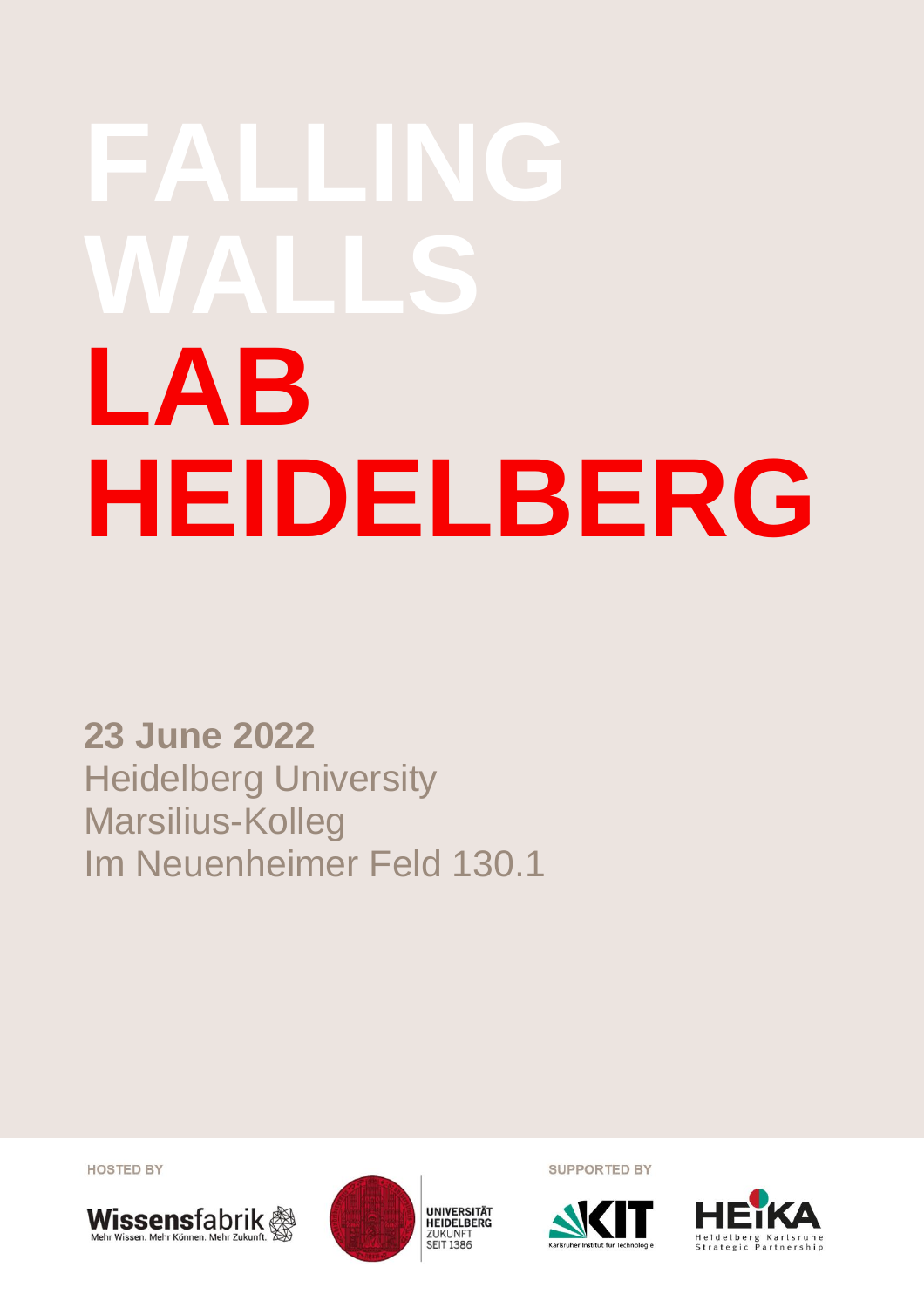# FALLING WALLS LAB HEIDELBERG

**23 June 2022**
Heidelberg University
Marsilius-Kolleg
Im Neuenheimer Feld 130.1

HOSTED BY

Wissensfabrik
Mehr Wissen. Mehr Können. Mehr Zukunft.

UNIVERSITÄT HEIDELBERG
ZUKUNFT
SEIT 1386

SUPPORTED BY

KIT
Karlsruher Institut für Technologie

HEiKA
Heidelberg Karlsruhe
Strategic Partnership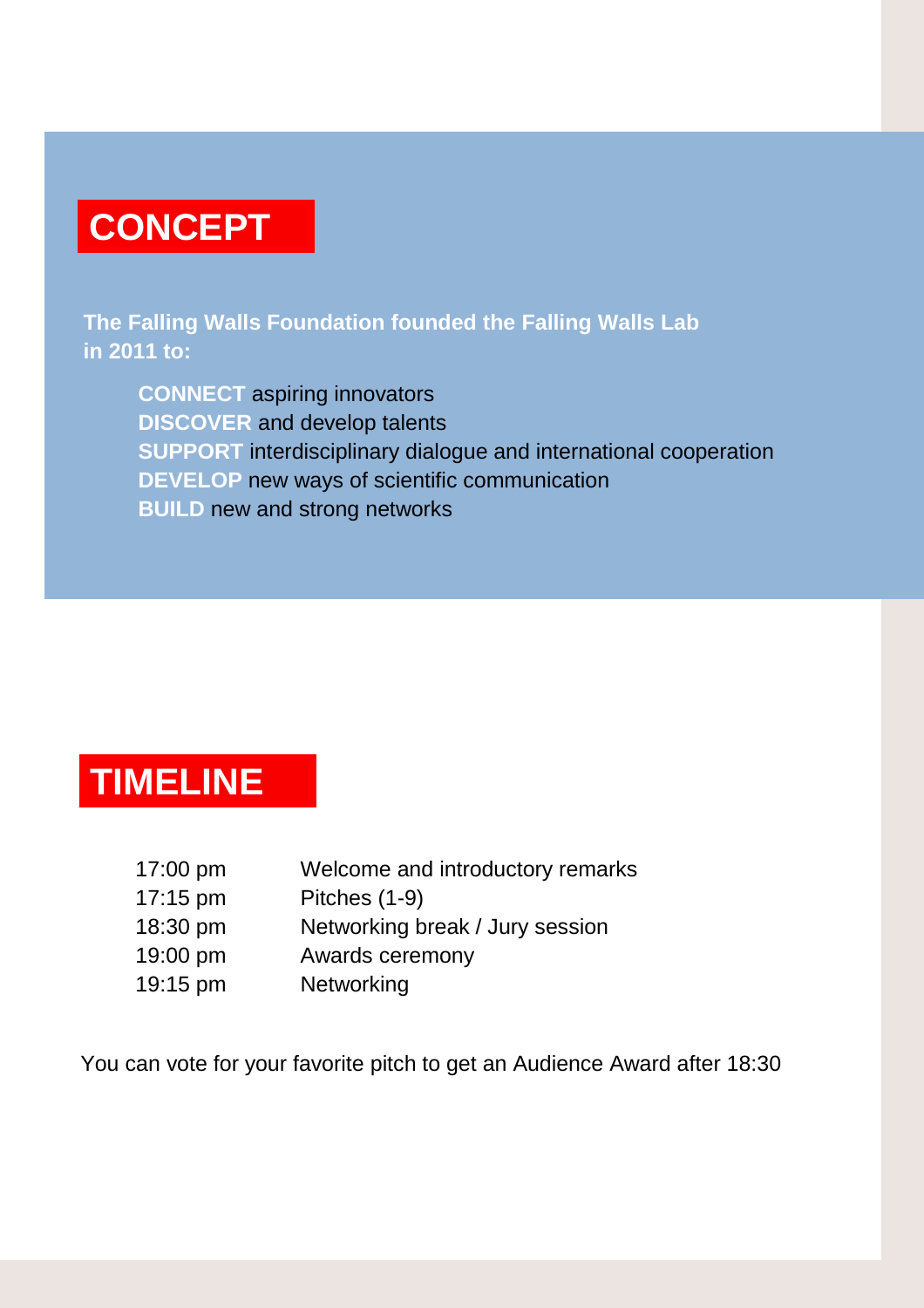# CONCEPT

**The Falling Walls Foundation founded the Falling Walls Lab in 2011 to:**

- **CONNECT** aspiring innovators
- **DISCOVER** and develop talents
- **SUPPORT** interdisciplinary dialogue and international cooperation
- **DEVELOP** new ways of scientific communication
- **BUILD** new and strong networks

# TIMELINE

| | |
|---|---|
| 17:00 pm | Welcome and introductory remarks |
| 17:15 pm | Pitches (1-9) |
| 18:30 pm | Networking break / Jury session |
| 19:00 pm | Awards ceremony |
| 19:15 pm | Networking |

You can vote for your favorite pitch to get an Audience Award after 18:30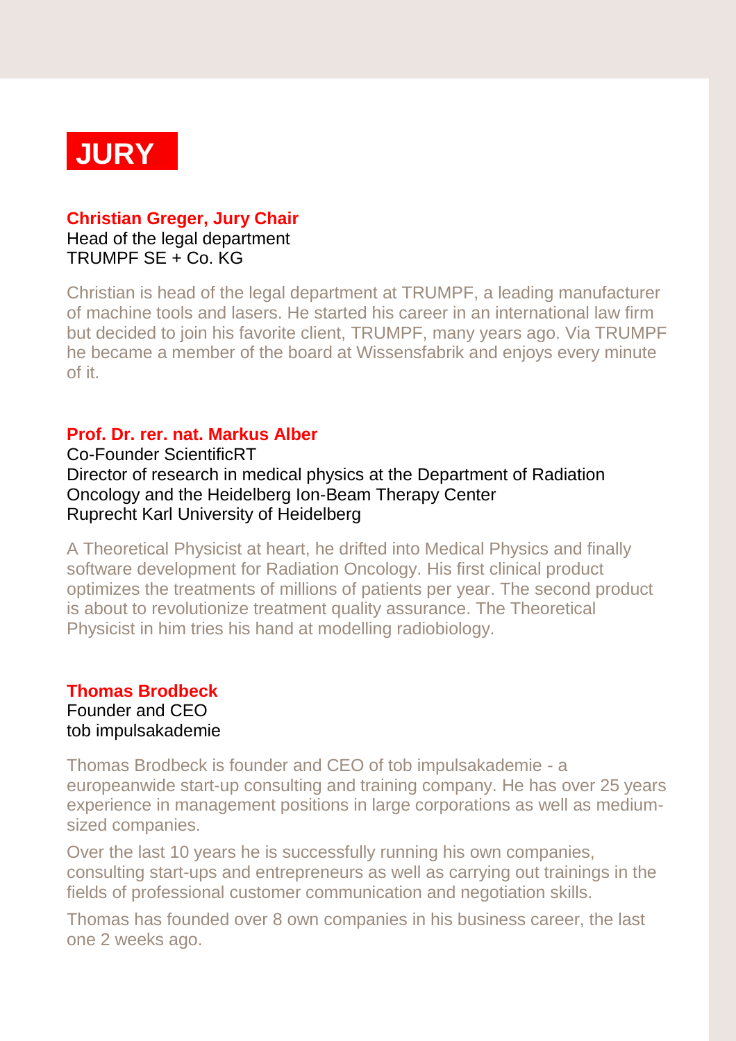# JURY

**Christian Greger, Jury Chair**
Head of the legal department
TRUMPF SE + Co. KG

Christian is head of the legal department at TRUMPF, a leading manufacturer of machine tools and lasers. He started his career in an international law firm but decided to join his favorite client, TRUMPF, many years ago. Via TRUMPF he became a member of the board at Wissensfabrik and enjoys every minute of it.

**Prof. Dr. rer. nat. Markus Alber**
Co-Founder ScientificRT
Director of research in medical physics at the Department of Radiation Oncology and the Heidelberg Ion-Beam Therapy Center
Ruprecht Karl University of Heidelberg

A Theoretical Physicist at heart, he drifted into Medical Physics and finally software development for Radiation Oncology. His first clinical product optimizes the treatments of millions of patients per year. The second product is about to revolutionize treatment quality assurance. The Theoretical Physicist in him tries his hand at modelling radiobiology.

**Thomas Brodbeck**
Founder and CEO
tob impulsakademie

Thomas Brodbeck is founder and CEO of tob impulsakademie - a europeanwide start-up consulting and training company. He has over 25 years experience in management positions in large corporations as well as medium-sized companies.

Over the last 10 years he is successfully running his own companies, consulting start-ups and entrepreneurs as well as carrying out trainings in the fields of professional customer communication and negotiation skills.

Thomas has founded over 8 own companies in his business career, the last one 2 weeks ago.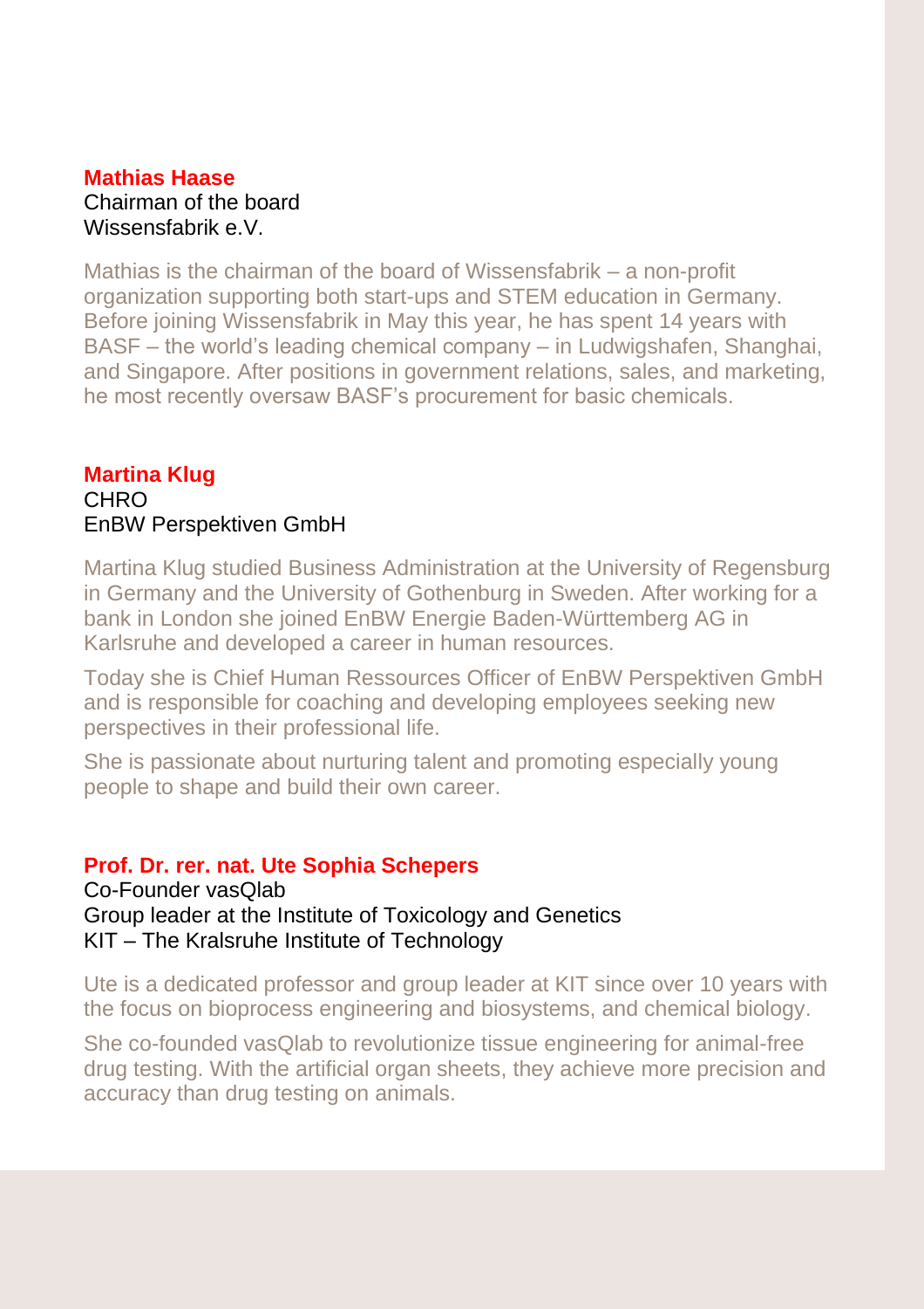**Mathias Haase**
Chairman of the board
Wissensfabrik e.V.

Mathias is the chairman of the board of Wissensfabrik – a non-profit organization supporting both start-ups and STEM education in Germany. Before joining Wissensfabrik in May this year, he has spent 14 years with BASF – the world's leading chemical company – in Ludwigshafen, Shanghai, and Singapore. After positions in government relations, sales, and marketing, he most recently oversaw BASF's procurement for basic chemicals.

**Martina Klug**
CHRO
EnBW Perspektiven GmbH

Martina Klug studied Business Administration at the University of Regensburg in Germany and the University of Gothenburg in Sweden. After working for a bank in London she joined EnBW Energie Baden-Württemberg AG in Karlsruhe and developed a career in human resources.

Today she is Chief Human Ressources Officer of EnBW Perspektiven GmbH and is responsible for coaching and developing employees seeking new perspectives in their professional life.

She is passionate about nurturing talent and promoting especially young people to shape and build their own career.

**Prof. Dr. rer. nat. Ute Sophia Schepers**
Co-Founder vasQlab
Group leader at the Institute of Toxicology and Genetics
KIT – The Kralsruhe Institute of Technology

Ute is a dedicated professor and group leader at KIT since over 10 years with the focus on bioprocess engineering and biosystems, and chemical biology.

She co-founded vasQlab to revolutionize tissue engineering for animal-free drug testing. With the artificial organ sheets, they achieve more precision and accuracy than drug testing on animals.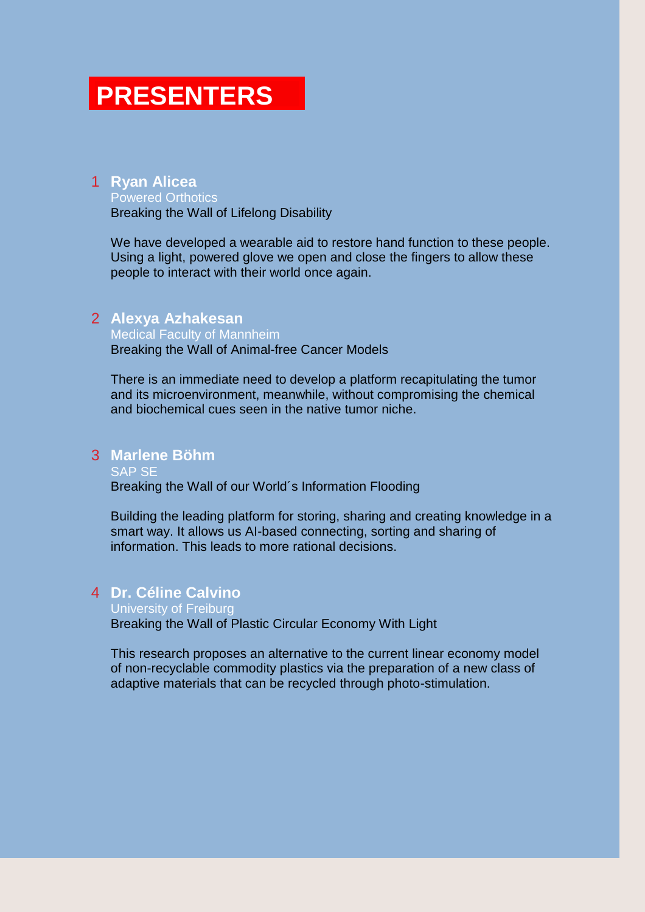# PRESENTERS

1 **Ryan Alicea**
Powered Orthotics
Breaking the Wall of Lifelong Disability

We have developed a wearable aid to restore hand function to these people. Using a light, powered glove we open and close the fingers to allow these people to interact with their world once again.

2 **Alexya Azhakesan**
Medical Faculty of Mannheim
Breaking the Wall of Animal-free Cancer Models

There is an immediate need to develop a platform recapitulating the tumor and its microenvironment, meanwhile, without compromising the chemical and biochemical cues seen in the native tumor niche.

3 **Marlene Böhm**
SAP SE
Breaking the Wall of our World´s Information Flooding

Building the leading platform for storing, sharing and creating knowledge in a smart way. It allows us AI-based connecting, sorting and sharing of information. This leads to more rational decisions.

4 **Dr. Céline Calvino**
University of Freiburg
Breaking the Wall of Plastic Circular Economy With Light

This research proposes an alternative to the current linear economy model of non-recyclable commodity plastics via the preparation of a new class of adaptive materials that can be recycled through photo-stimulation.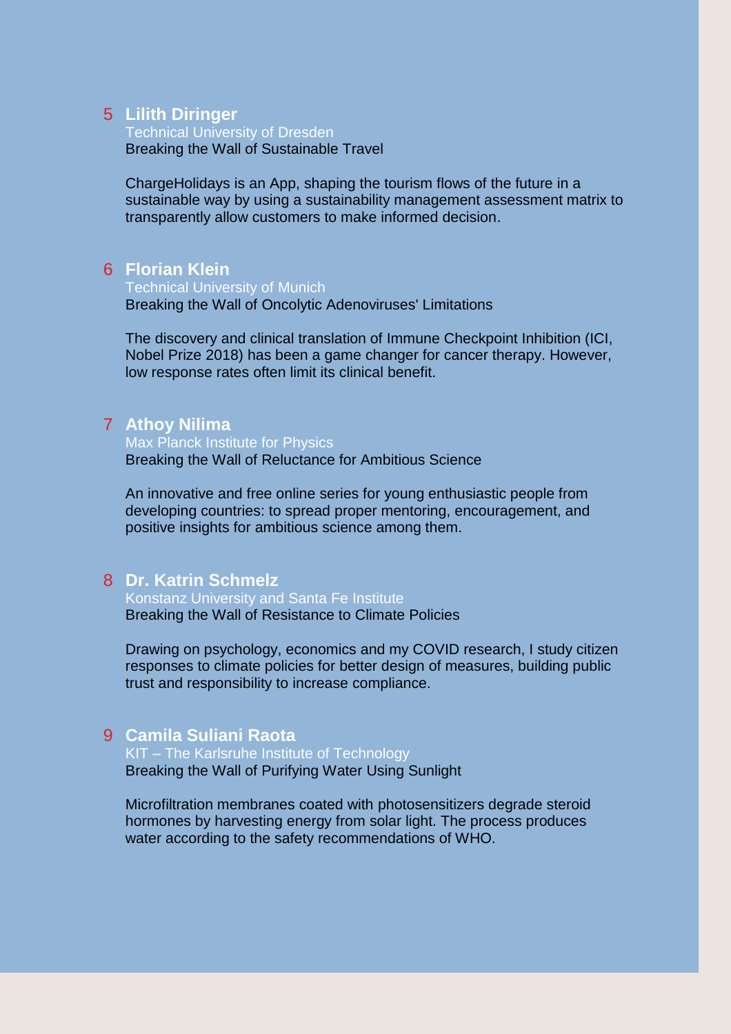5 **Lilith Diringer**
Technical University of Dresden
Breaking the Wall of Sustainable Travel

ChargeHolidays is an App, shaping the tourism flows of the future in a sustainable way by using a sustainability management assessment matrix to transparently allow customers to make informed decision.

6 **Florian Klein**
Technical University of Munich
Breaking the Wall of Oncolytic Adenoviruses' Limitations

The discovery and clinical translation of Immune Checkpoint Inhibition (ICI, Nobel Prize 2018) has been a game changer for cancer therapy. However, low response rates often limit its clinical benefit.

7 **Athoy Nilima**
Max Planck Institute for Physics
Breaking the Wall of Reluctance for Ambitious Science

An innovative and free online series for young enthusiastic people from developing countries: to spread proper mentoring, encouragement, and positive insights for ambitious science among them.

8 **Dr. Katrin Schmelz**
Konstanz University and Santa Fe Institute
Breaking the Wall of Resistance to Climate Policies

Drawing on psychology, economics and my COVID research, I study citizen responses to climate policies for better design of measures, building public trust and responsibility to increase compliance.

9 **Camila Suliani Raota**
KIT – The Karlsruhe Institute of Technology
Breaking the Wall of Purifying Water Using Sunlight

Microfiltration membranes coated with photosensitizers degrade steroid hormones by harvesting energy from solar light. The process produces water according to the safety recommendations of WHO.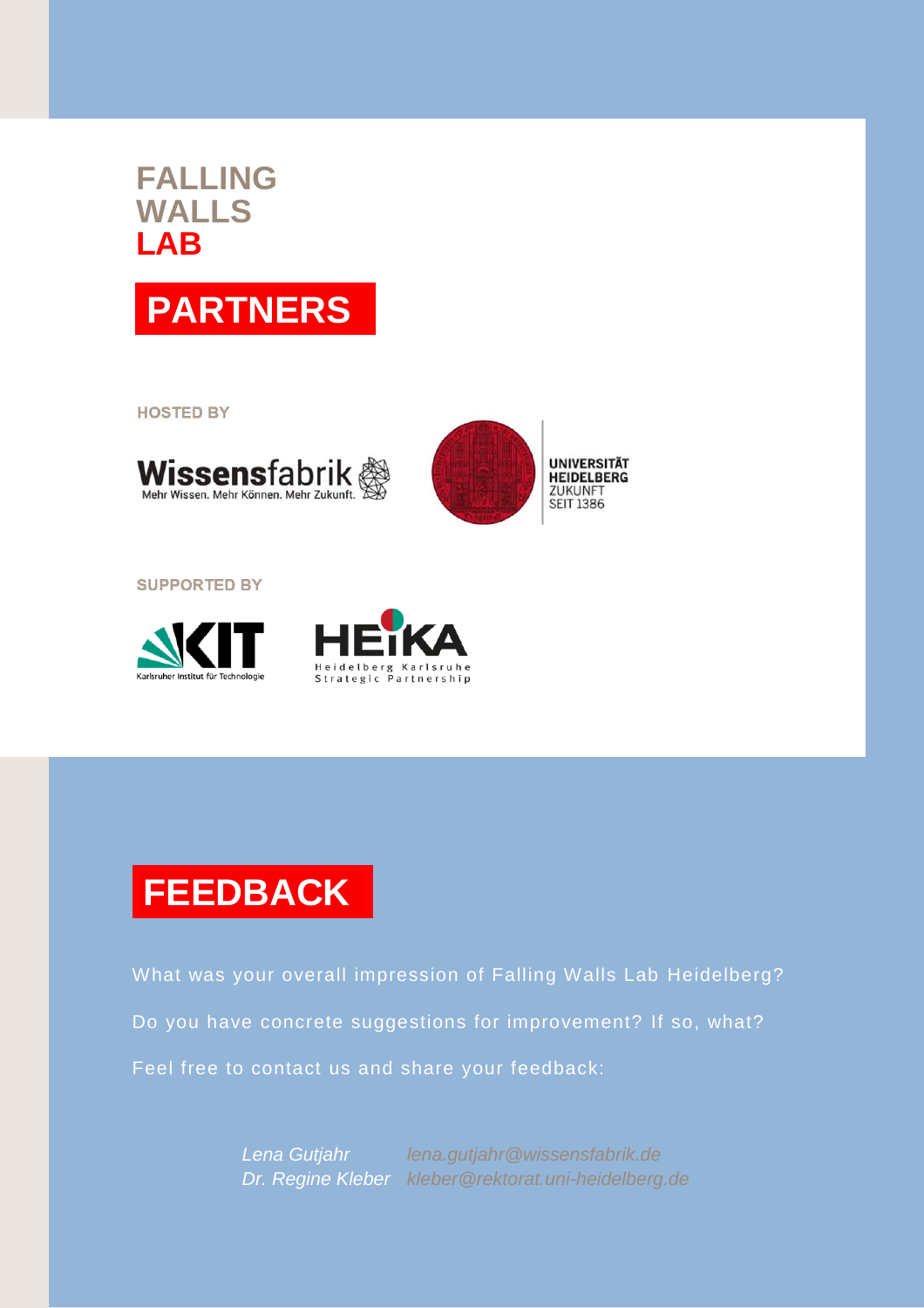FALLING WALLS **LAB**

## PARTNERS

**HOSTED BY**

Wissensfabrik
Mehr Wissen. Mehr Können. Mehr Zukunft.

UNIVERSITÄT HEIDELBERG
ZUKUNFT SEIT 1386

**SUPPORTED BY**

KIT
Karlsruher Institut für Technologie

HEiKA
Heidelberg Karlsruhe Strategic Partnership

## FEEDBACK

What was your overall impression of Falling Walls Lab Heidelberg?

Do you have concrete suggestions for improvement? If so, what?

Feel free to contact us and share your feedback:

*Lena Gutjahr* *lena.gutjahr@wissensfabrik.de*
*Dr. Regine Kleber* *kleber@rektorat.uni-heidelberg.de*